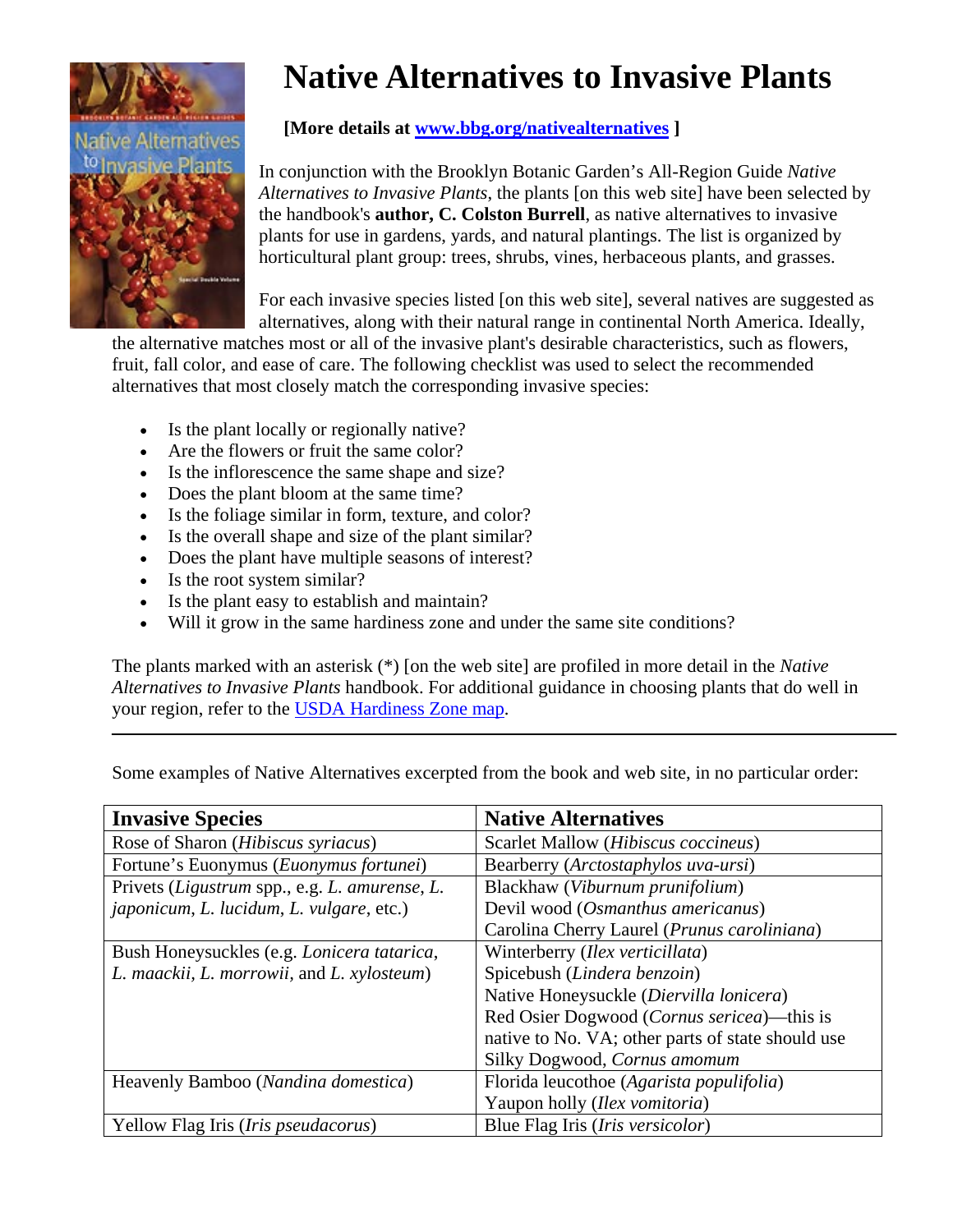# Native Alternatives to Invasive Plants

**[More details at www.bbg.org/nativealternatives ]**

In conjunction with the Brooklyn Botanic Garden's All-Region Guide *Native Alternatives to Invasive Plants*, the plants [on this web site] have been selected by the handbook's **author, C. Colston Burrell**, as native alternatives to invasive plants for use in gardens, yards, and natural plantings. The list is organized by horticultural plant group: trees, shrubs, vines, herbaceous plants, and grasses.

For each invasive species listed [on this web site], several natives are suggested as alternatives, along with their natural range in continental North America. Ideally, the alternative matches most or all of the invasive plant's desirable characteristics, such as flowers, fruit, fall color, and ease of care. The following checklist was used to select the recommended alternatives that most closely match the corresponding invasive species:

- Is the plant locally or regionally native?
- Are the flowers or fruit the same color?
- Is the inflorescence the same shape and size?
- Does the plant bloom at the same time?
- Is the foliage similar in form, texture, and color?
- Is the overall shape and size of the plant similar?
- Does the plant have multiple seasons of interest?
- Is the root system similar?
- Is the plant easy to establish and maintain?
- Will it grow in the same hardiness zone and under the same site conditions?

The plants marked with an asterisk (*) [on the web site] are profiled in more detail in the *Native Alternatives to Invasive Plants* handbook. For additional guidance in choosing plants that do well in your region, refer to the USDA Hardiness Zone map.

---

Some examples of Native Alternatives excerpted from the book and web site, in no particular order:

| Invasive Species | Native Alternatives |
|---|---|
| Rose of Sharon (*Hibiscus syriacus*) | Scarlet Mallow (*Hibiscus coccineus*) |
| Fortune's Euonymus (*Euonymus fortunei*) | Bearberry (*Arctostaphylos uva-ursi*) |
| Privets (*Ligustrum* spp., e.g. *L. amurense*, *L. japonicum*, *L. lucidum*, *L. vulgare*, etc.) | Blackhaw (*Viburnum prunifolium*)<br>Devil wood (*Osmanthus americanus*)<br>Carolina Cherry Laurel (*Prunus caroliniana*) |
| Bush Honeysuckles (e.g. *Lonicera tatarica*, *L. maackii*, *L. morrowii*, and *L. xylosteum*) | Winterberry (*Ilex verticillata*)<br>Spicebush (*Lindera benzoin*)<br>Native Honeysuckle (*Diervilla lonicera*)<br>Red Osier Dogwood (*Cornus sericea*)—this is native to No. VA; other parts of state should use Silky Dogwood, *Cornus amomum* |
| Heavenly Bamboo (*Nandina domestica*) | Florida leucothoe (*Agarista populifolia*)<br>Yaupon holly (*Ilex vomitoria*) |
| Yellow Flag Iris (*Iris pseudacorus*) | Blue Flag Iris (*Iris versicolor*) |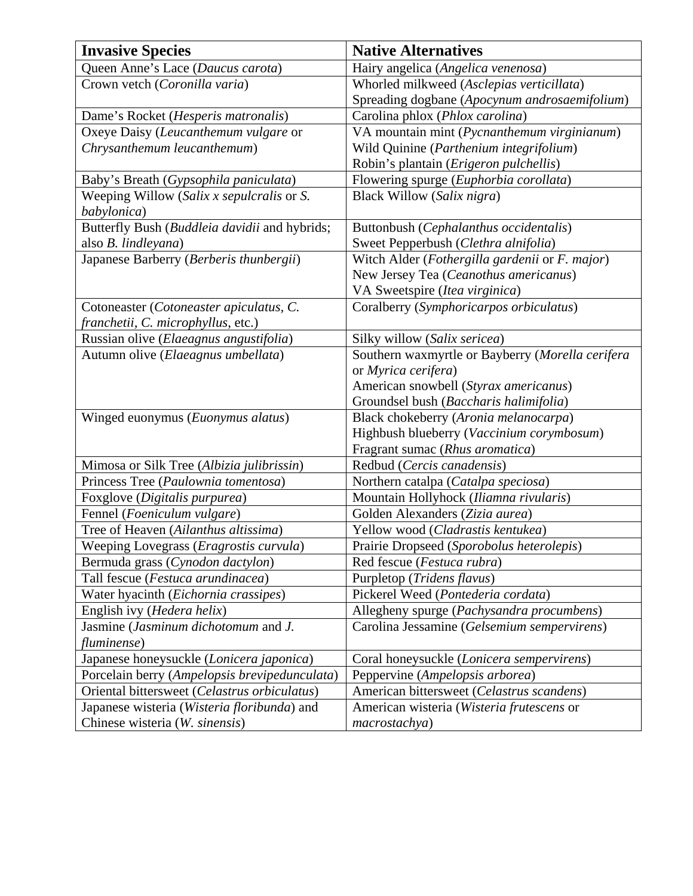| **Invasive Species** | **Native Alternatives** |
| --- | --- |
| Queen Anne's Lace (*Daucus carota*) | Hairy angelica (*Angelica venenosa*) |
| Crown vetch (*Coronilla varia*) | Whorled milkweed (*Asclepias verticillata*)<br>Spreading dogbane (*Apocynum androsaemifolium*) |
| Dame's Rocket (*Hesperis matronalis*) | Carolina phlox (*Phlox carolina*) |
| Oxeye Daisy (*Leucanthemum vulgare* or *Chrysanthemum leucanthemum*) | VA mountain mint (*Pycnanthemum virginianum*)<br>Wild Quinine (*Parthenium integrifolium*)<br>Robin's plantain (*Erigeron pulchellis*) |
| Baby's Breath (*Gypsophila paniculata*) | Flowering spurge (*Euphorbia corollata*) |
| Weeping Willow (*Salix x sepulcralis* or *S. babylonica*) | Black Willow (*Salix nigra*) |
| Butterfly Bush (*Buddleia davidii* and hybrids; also *B. lindleyana*) | Buttonbush (*Cephalanthus occidentalis*)<br>Sweet Pepperbush (*Clethra alnifolia*) |
| Japanese Barberry (*Berberis thunbergii*) | Witch Alder (*Fothergilla gardenii* or *F. major*)<br>New Jersey Tea (*Ceanothus americanus*)<br>VA Sweetspire (*Itea virginica*) |
| Cotoneaster (*Cotoneaster apiculatus, C. franchetii, C. microphyllus*, etc.) | Coralberry (*Symphoricarpos orbiculatus*) |
| Russian olive (*Elaeagnus angustifolia*) | Silky willow (*Salix sericea*) |
| Autumn olive (*Elaeagnus umbellata*) | Southern waxmyrtle or Bayberry (*Morella cerifera* or *Myrica cerifera*)<br>American snowbell (*Styrax americanus*)<br>Groundsel bush (*Baccharis halimifolia*) |
| Winged euonymus (*Euonymus alatus*) | Black chokeberry (*Aronia melanocarpa*)<br>Highbush blueberry (*Vaccinium corymbosum*)<br>Fragrant sumac (*Rhus aromatica*) |
| Mimosa or Silk Tree (*Albizia julibrissin*) | Redbud (*Cercis canadensis*) |
| Princess Tree (*Paulownia tomentosa*) | Northern catalpa (*Catalpa speciosa*) |
| Foxglove (*Digitalis purpurea*) | Mountain Hollyhock (*Iliamna rivularis*) |
| Fennel (*Foeniculum vulgare*) | Golden Alexanders (*Zizia aurea*) |
| Tree of Heaven (*Ailanthus altissima*) | Yellow wood (*Cladrastis kentukea*) |
| Weeping Lovegrass (*Eragrostis curvula*) | Prairie Dropseed (*Sporobolus heterolepis*) |
| Bermuda grass (*Cynodon dactylon*) | Red fescue (*Festuca rubra*) |
| Tall fescue (*Festuca arundinacea*) | Purpletop (*Tridens flavus*) |
| Water hyacinth (*Eichornia crassipes*) | Pickerel Weed (*Pontederia cordata*) |
| English ivy (*Hedera helix*) | Allegheny spurge (*Pachysandra procumbens*) |
| Jasmine (*Jasminum dichotomum* and *J. fluminense*) | Carolina Jessamine (*Gelsemium sempervirens*) |
| Japanese honeysuckle (*Lonicera japonica*) | Coral honeysuckle (*Lonicera sempervirens*) |
| Porcelain berry (*Ampelopsis brevipedunculata*) | Peppervine (*Ampelopsis arborea*) |
| Oriental bittersweet (*Celastrus orbiculatus*) | American bittersweet (*Celastrus scandens*) |
| Japanese wisteria (*Wisteria floribunda*) and Chinese wisteria (*W. sinensis*) | American wisteria (*Wisteria frutescens* or *macrostachya*) |